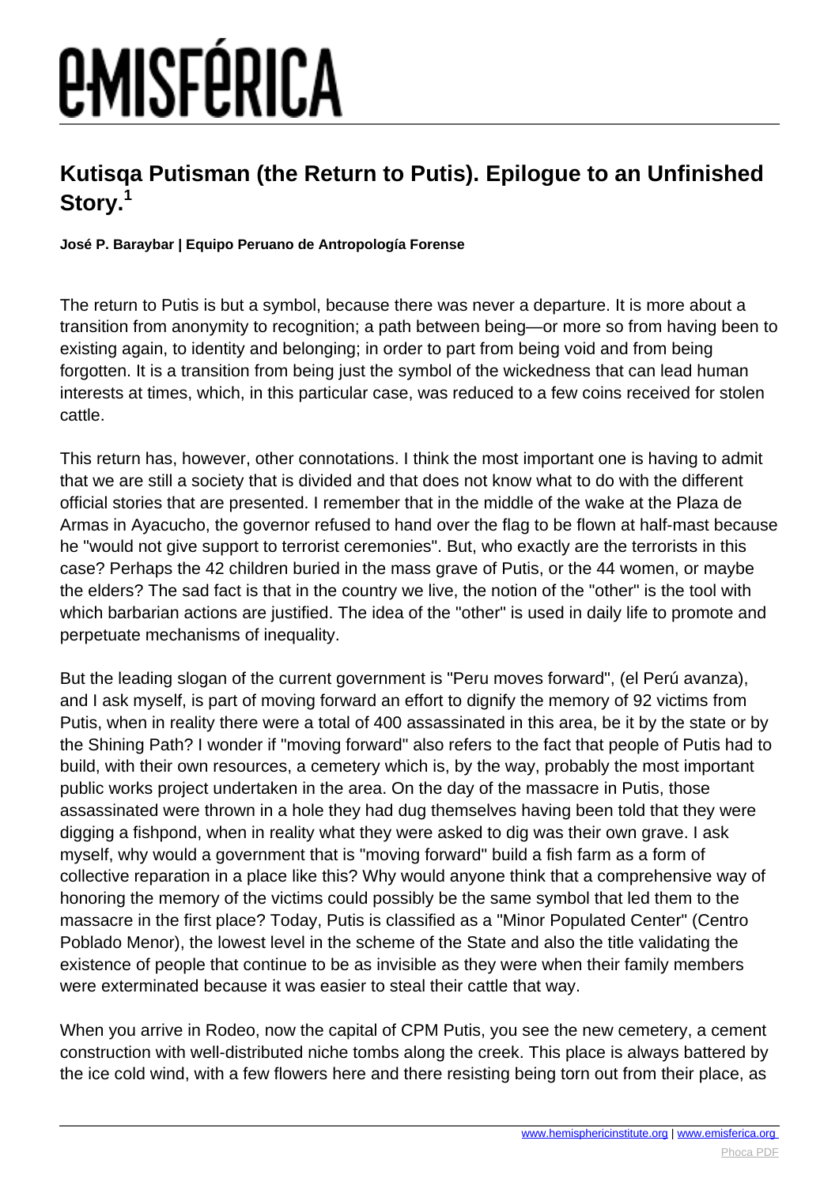# Kutisqa Putisman (the Return to Putis). Epilogue to an Unfinished Story.[1]

**José P. Baraybar | Equipo Peruano de Antropología Forense**

The return to Putis is but a symbol, because there was never a departure. It is more about a transition from anonymity to recognition; a path between being—or more so from having been to existing again, to identity and belonging; in order to part from being void and from being forgotten. It is a transition from being just the symbol of the wickedness that can lead human interests at times, which, in this particular case, was reduced to a few coins received for stolen cattle.

This return has, however, other connotations. I think the most important one is having to admit that we are still a society that is divided and that does not know what to do with the different official stories that are presented. I remember that in the middle of the wake at the Plaza de Armas in Ayacucho, the governor refused to hand over the flag to be flown at half-mast because he "would not give support to terrorist ceremonies". But, who exactly are the terrorists in this case? Perhaps the 42 children buried in the mass grave of Putis, or the 44 women, or maybe the elders? The sad fact is that in the country we live, the notion of the "other" is the tool with which barbarian actions are justified. The idea of the "other" is used in daily life to promote and perpetuate mechanisms of inequality.

But the leading slogan of the current government is "Peru moves forward", (el Perú avanza), and I ask myself, is part of moving forward an effort to dignify the memory of 92 victims from Putis, when in reality there were a total of 400 assassinated in this area, be it by the state or by the Shining Path? I wonder if "moving forward" also refers to the fact that people of Putis had to build, with their own resources, a cemetery which is, by the way, probably the most important public works project undertaken in the area. On the day of the massacre in Putis, those assassinated were thrown in a hole they had dug themselves having been told that they were digging a fishpond, when in reality what they were asked to dig was their own grave. I ask myself, why would a government that is "moving forward" build a fish farm as a form of collective reparation in a place like this? Why would anyone think that a comprehensive way of honoring the memory of the victims could possibly be the same symbol that led them to the massacre in the first place? Today, Putis is classified as a "Minor Populated Center" (Centro Poblado Menor), the lowest level in the scheme of the State and also the title validating the existence of people that continue to be as invisible as they were when their family members were exterminated because it was easier to steal their cattle that way.

When you arrive in Rodeo, now the capital of CPM Putis, you see the new cemetery, a cement construction with well-distributed niche tombs along the creek. This place is always battered by the ice cold wind, with a few flowers here and there resisting being torn out from their place, as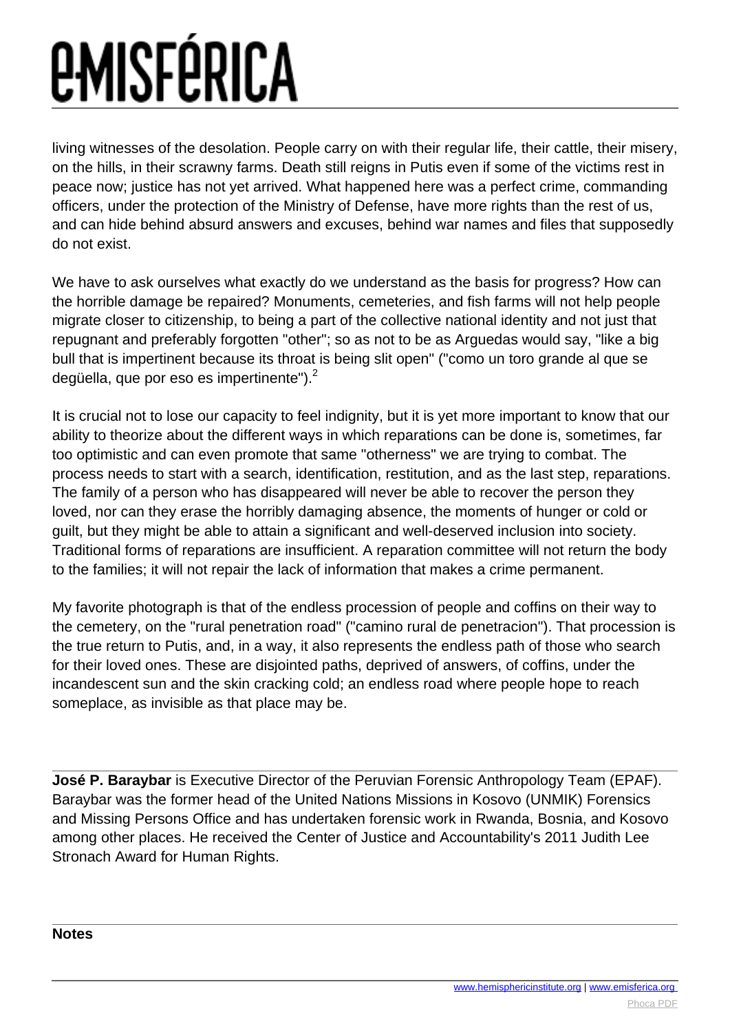living witnesses of the desolation. People carry on with their regular life, their cattle, their misery, on the hills, in their scrawny farms. Death still reigns in Putis even if some of the victims rest in peace now; justice has not yet arrived. What happened here was a perfect crime, commanding officers, under the protection of the Ministry of Defense, have more rights than the rest of us, and can hide behind absurd answers and excuses, behind war names and files that supposedly do not exist.

We have to ask ourselves what exactly do we understand as the basis for progress? How can the horrible damage be repaired? Monuments, cemeteries, and fish farms will not help people migrate closer to citizenship, to being a part of the collective national identity and not just that repugnant and preferably forgotten "other"; so as not to be as Arguedas would say, "like a big bull that is impertinent because its throat is being slit open" ("como un toro grande al que se degüella, que por eso es impertinente").[2]

It is crucial not to lose our capacity to feel indignity, but it is yet more important to know that our ability to theorize about the different ways in which reparations can be done is, sometimes, far too optimistic and can even promote that same "otherness" we are trying to combat. The process needs to start with a search, identification, restitution, and as the last step, reparations. The family of a person who has disappeared will never be able to recover the person they loved, nor can they erase the horribly damaging absence, the moments of hunger or cold or guilt, but they might be able to attain a significant and well-deserved inclusion into society. Traditional forms of reparations are insufficient. A reparation committee will not return the body to the families; it will not repair the lack of information that makes a crime permanent.

My favorite photograph is that of the endless procession of people and coffins on their way to the cemetery, on the "rural penetration road" ("camino rural de penetracion"). That procession is the true return to Putis, and, in a way, it also represents the endless path of those who search for their loved ones. These are disjointed paths, deprived of answers, of coffins, under the incandescent sun and the skin cracking cold; an endless road where people hope to reach someplace, as invisible as that place may be.

---

**José P. Baraybar** is Executive Director of the Peruvian Forensic Anthropology Team (EPAF). Baraybar was the former head of the United Nations Missions in Kosovo (UNMIK) Forensics and Missing Persons Office and has undertaken forensic work in Rwanda, Bosnia, and Kosovo among other places. He received the Center of Justice and Accountability's 2011 Judith Lee Stronach Award for Human Rights.

---

**Notes**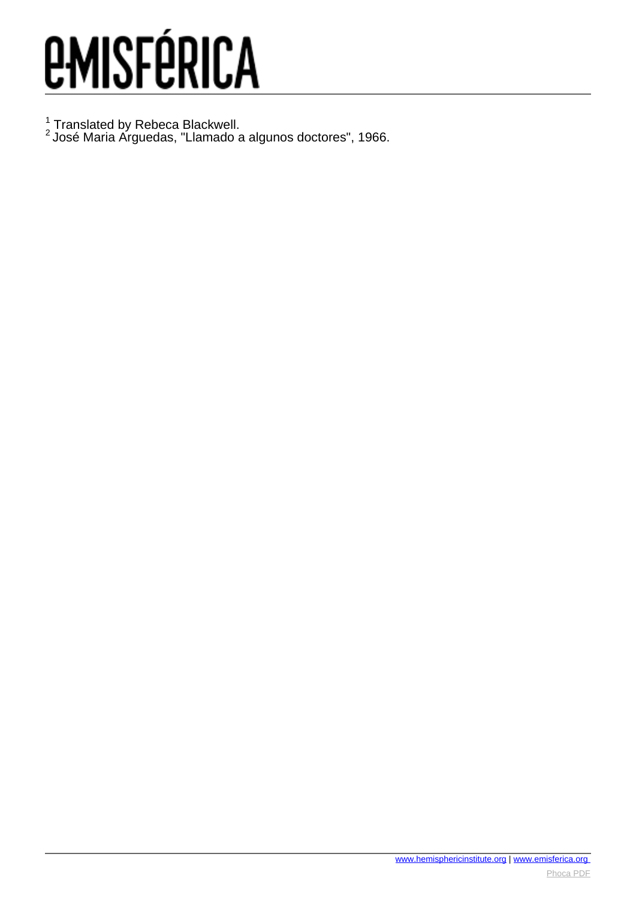[1] Translated by Rebeca Blackwell.
[2] José Maria Arguedas, "Llamado a algunos doctores", 1966.